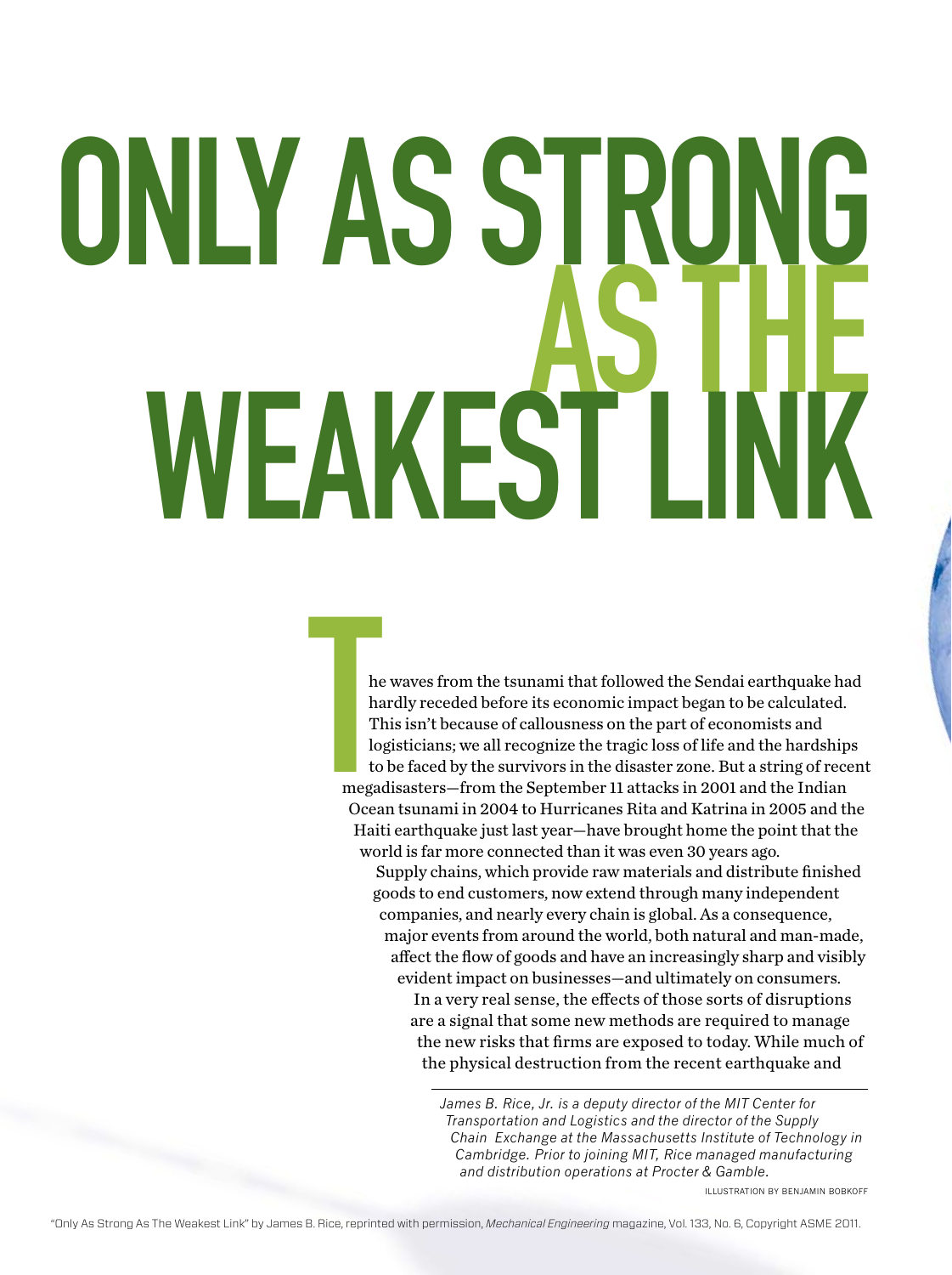# ONLY AS STRONG AS THE WEAKEST LINK

The waves from the tsunami that followed the Sendai earthquake had hardly receded before its economic impact began to be calculated. This isn't because of callousness on the part of economists and logisticians; we all recognize the tragic loss of life and the hardships to be faced by the survivors in the disaster zone. But a string of recent megadisasters—from the September 11 attacks in 2001 and the Indian Ocean tsunami in 2004 to Hurricanes Rita and Katrina in 2005 and the Haiti earthquake just last year—have brought home the point that the world is far more connected than it was even 30 years ago.

Supply chains, which provide raw materials and distribute finished goods to end customers, now extend through many independent companies, and nearly every chain is global. As a consequence, major events from around the world, both natural and man-made, affect the flow of goods and have an increasingly sharp and visibly evident impact on businesses—and ultimately on consumers.

In a very real sense, the effects of those sorts of disruptions are a signal that some new methods are required to manage the new risks that firms are exposed to today. While much of the physical destruction from the recent earthquake and

*James B. Rice, Jr. is a deputy director of the MIT Center for Transportation and Logistics and the director of the Supply Chain Exchange at the Massachusetts Institute of Technology in Cambridge. Prior to joining MIT, Rice managed manufacturing and distribution operations at Procter & Gamble.*

ILLUSTRATION BY BENJAMIN BOBKOFF

"Only As Strong As The Weakest Link" by James B. Rice, reprinted with permission, *Mechanical Engineering* magazine, Vol. 133, No. 6, Copyright ASME 2011.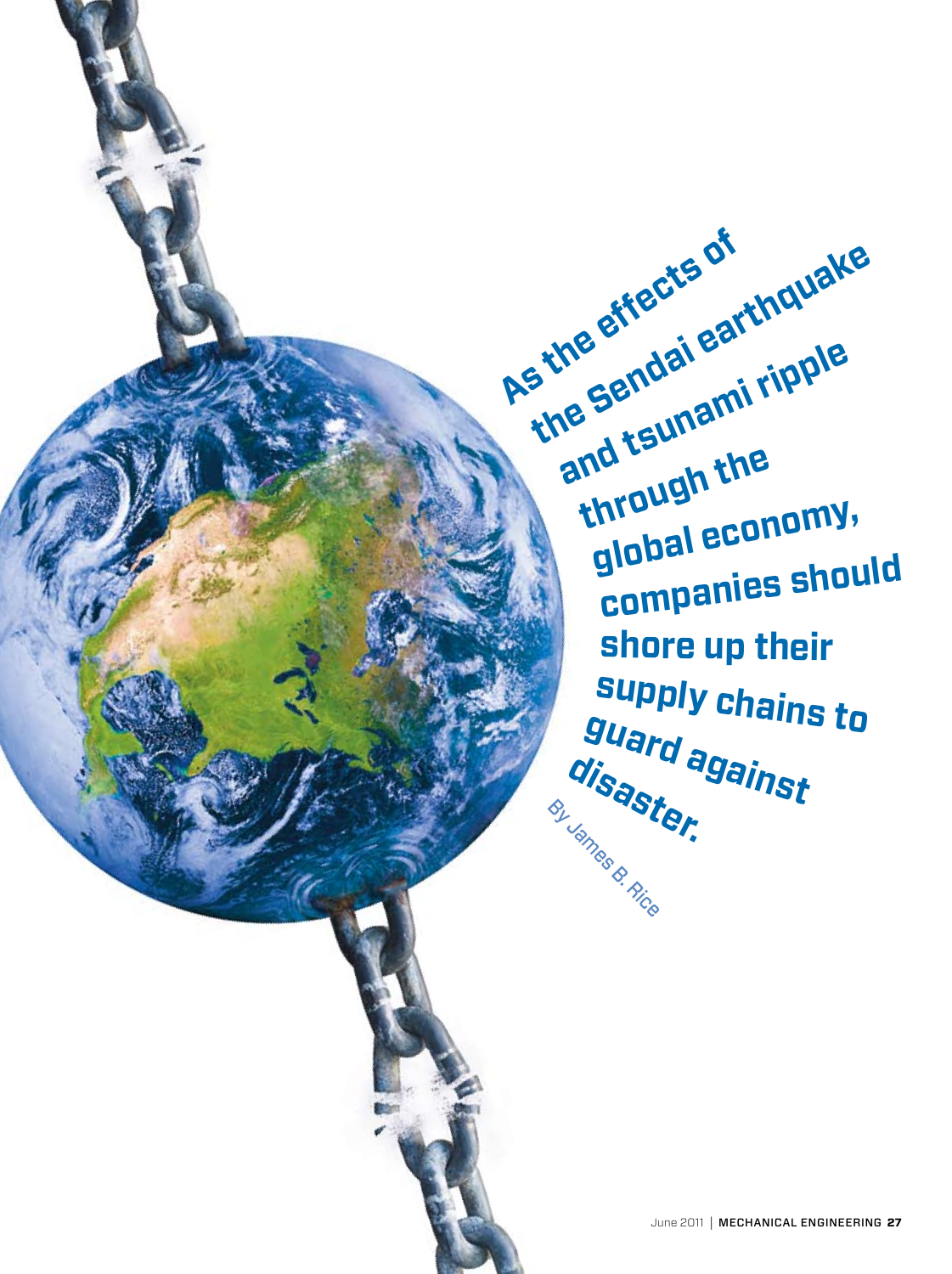**As the effects of the Sendai earthquake and tsunami ripple through the global economy, companies should shore up their supply chains to guard against disaster.**

By James B. Rice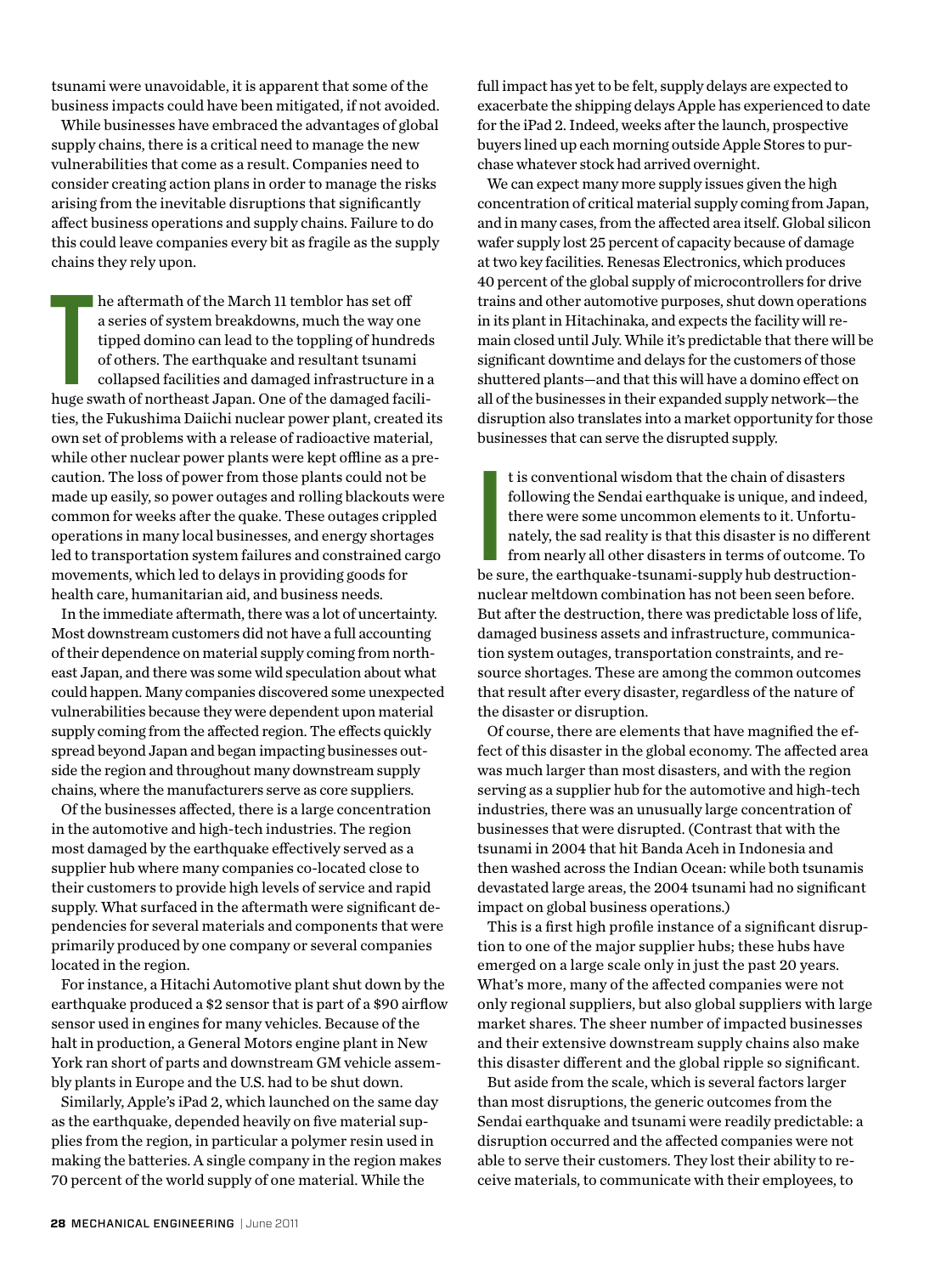tsunami were unavoidable, it is apparent that some of the business impacts could have been mitigated, if not avoided.

While businesses have embraced the advantages of global supply chains, there is a critical need to manage the new vulnerabilities that come as a result. Companies need to consider creating action plans in order to manage the risks arising from the inevitable disruptions that significantly affect business operations and supply chains. Failure to do this could leave companies every bit as fragile as the supply chains they rely upon.

The aftermath of the March 11 temblor has set off a series of system breakdowns, much the way one tipped domino can lead to the toppling of hundreds of others. The earthquake and resultant tsunami collapsed facilities and damaged infrastructure in a huge swath of northeast Japan. One of the damaged facilities, the Fukushima Daiichi nuclear power plant, created its own set of problems with a release of radioactive material, while other nuclear power plants were kept offline as a precaution. The loss of power from those plants could not be made up easily, so power outages and rolling blackouts were common for weeks after the quake. These outages crippled operations in many local businesses, and energy shortages led to transportation system failures and constrained cargo movements, which led to delays in providing goods for health care, humanitarian aid, and business needs.

In the immediate aftermath, there was a lot of uncertainty. Most downstream customers did not have a full accounting of their dependence on material supply coming from northeast Japan, and there was some wild speculation about what could happen. Many companies discovered some unexpected vulnerabilities because they were dependent upon material supply coming from the affected region. The effects quickly spread beyond Japan and began impacting businesses outside the region and throughout many downstream supply chains, where the manufacturers serve as core suppliers.

Of the businesses affected, there is a large concentration in the automotive and high-tech industries. The region most damaged by the earthquake effectively served as a supplier hub where many companies co-located close to their customers to provide high levels of service and rapid supply. What surfaced in the aftermath were significant dependencies for several materials and components that were primarily produced by one company or several companies located in the region.

For instance, a Hitachi Automotive plant shut down by the earthquake produced a $2 sensor that is part of a $90 airflow sensor used in engines for many vehicles. Because of the halt in production, a General Motors engine plant in New York ran short of parts and downstream GM vehicle assembly plants in Europe and the U.S. had to be shut down.

Similarly, Apple's iPad 2, which launched on the same day as the earthquake, depended heavily on five material supplies from the region, in particular a polymer resin used in making the batteries. A single company in the region makes 70 percent of the world supply of one material. While the full impact has yet to be felt, supply delays are expected to exacerbate the shipping delays Apple has experienced to date for the iPad 2. Indeed, weeks after the launch, prospective buyers lined up each morning outside Apple Stores to purchase whatever stock had arrived overnight.

We can expect many more supply issues given the high concentration of critical material supply coming from Japan, and in many cases, from the affected area itself. Global silicon wafer supply lost 25 percent of capacity because of damage at two key facilities. Renesas Electronics, which produces 40 percent of the global supply of microcontrollers for drive trains and other automotive purposes, shut down operations in its plant in Hitachinaka, and expects the facility will remain closed until July. While it's predictable that there will be significant downtime and delays for the customers of those shuttered plants—and that this will have a domino effect on all of the businesses in their expanded supply network—the disruption also translates into a market opportunity for those businesses that can serve the disrupted supply.

It is conventional wisdom that the chain of disasters following the Sendai earthquake is unique, and indeed, there were some uncommon elements to it. Unfortunately, the sad reality is that this disaster is no different from nearly all other disasters in terms of outcome. To be sure, the earthquake-tsunami-supply hub destruction-nuclear meltdown combination has not been seen before. But after the destruction, there was predictable loss of life, damaged business assets and infrastructure, communication system outages, transportation constraints, and resource shortages. These are among the common outcomes that result after every disaster, regardless of the nature of the disaster or disruption.

Of course, there are elements that have magnified the effect of this disaster in the global economy. The affected area was much larger than most disasters, and with the region serving as a supplier hub for the automotive and high-tech industries, there was an unusually large concentration of businesses that were disrupted. (Contrast that with the tsunami in 2004 that hit Banda Aceh in Indonesia and then washed across the Indian Ocean: while both tsunamis devastated large areas, the 2004 tsunami had no significant impact on global business operations.)

This is a first high profile instance of a significant disruption to one of the major supplier hubs; these hubs have emerged on a large scale only in just the past 20 years. What's more, many of the affected companies were not only regional suppliers, but also global suppliers with large market shares. The sheer number of impacted businesses and their extensive downstream supply chains also make this disaster different and the global ripple so significant.

But aside from the scale, which is several factors larger than most disruptions, the generic outcomes from the Sendai earthquake and tsunami were readily predictable: a disruption occurred and the affected companies were not able to serve their customers. They lost their ability to receive materials, to communicate with their employees, to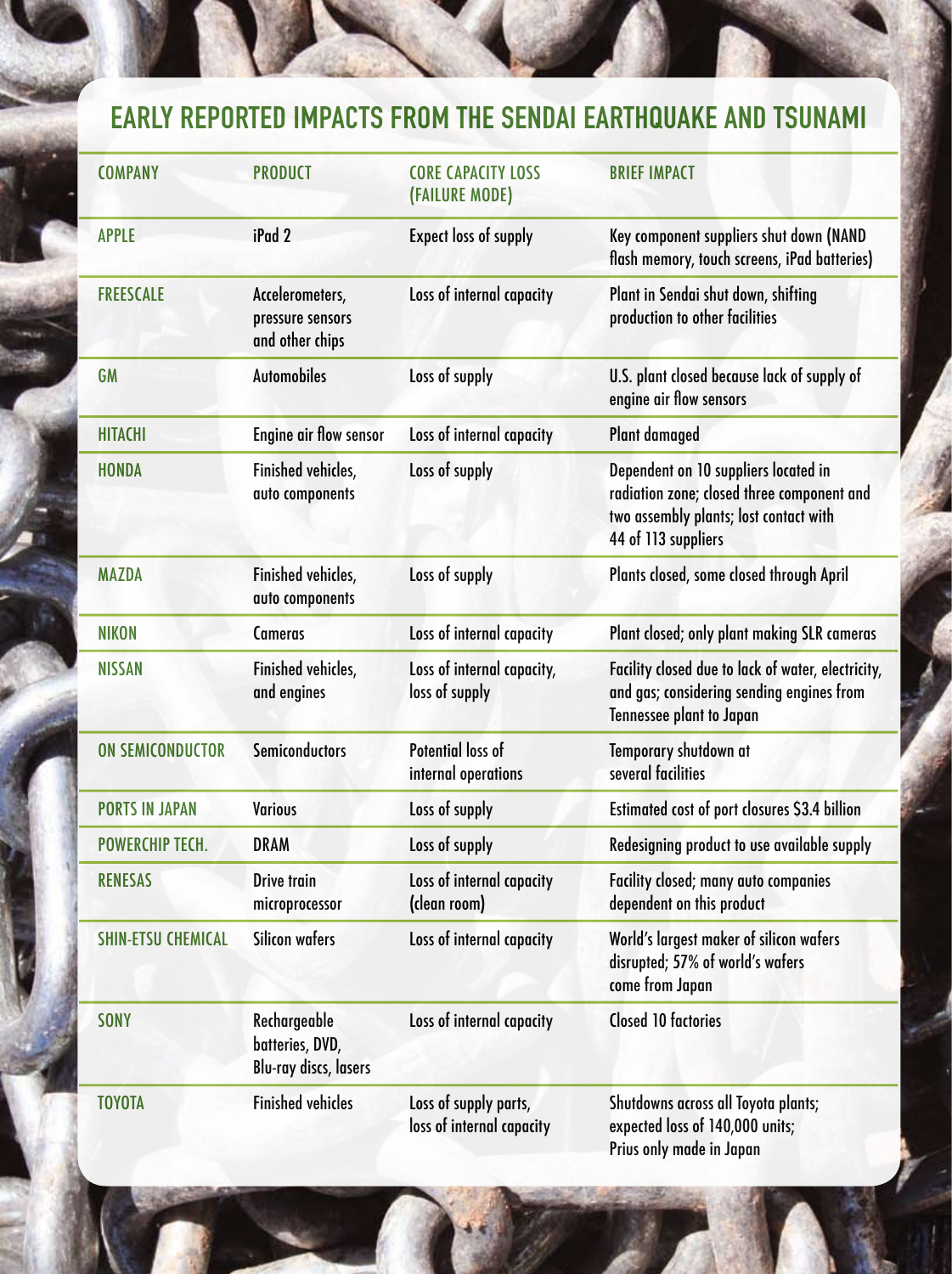## EARLY REPORTED IMPACTS FROM THE SENDAI EARTHQUAKE AND TSUNAMI

| COMPANY | PRODUCT | CORE CAPACITY LOSS (FAILURE MODE) | BRIEF IMPACT |
|---|---|---|---|
| APPLE | iPad 2 | Expect loss of supply | Key component suppliers shut down (NAND flash memory, touch screens, iPad batteries) |
| FREESCALE | Accelerometers, pressure sensors and other chips | Loss of internal capacity | Plant in Sendai shut down, shifting production to other facilities |
| GM | Automobiles | Loss of supply | U.S. plant closed because lack of supply of engine air flow sensors |
| HITACHI | Engine air flow sensor | Loss of internal capacity | Plant damaged |
| HONDA | Finished vehicles, auto components | Loss of supply | Dependent on 10 suppliers located in radiation zone; closed three component and two assembly plants; lost contact with 44 of 113 suppliers |
| MAZDA | Finished vehicles, auto components | Loss of supply | Plants closed, some closed through April |
| NIKON | Cameras | Loss of internal capacity | Plant closed; only plant making SLR cameras |
| NISSAN | Finished vehicles, and engines | Loss of internal capacity, loss of supply | Facility closed due to lack of water, electricity, and gas; considering sending engines from Tennessee plant to Japan |
| ON SEMICONDUCTOR | Semiconductors | Potential loss of internal operations | Temporary shutdown at several facilities |
| PORTS IN JAPAN | Various | Loss of supply | Estimated cost of port closures $3.4 billion |
| POWERCHIP TECH. | DRAM | Loss of supply | Redesigning product to use available supply |
| RENESAS | Drive train microprocessor | Loss of internal capacity (clean room) | Facility closed; many auto companies dependent on this product |
| SHIN-ETSU CHEMICAL | Silicon wafers | Loss of internal capacity | World's largest maker of silicon wafers disrupted; 57% of world's wafers come from Japan |
| SONY | Rechargeable batteries, DVD, Blu-ray discs, lasers | Loss of internal capacity | Closed 10 factories |
| TOYOTA | Finished vehicles | Loss of supply parts, loss of internal capacity | Shutdowns across all Toyota plants; expected loss of 140,000 units; Prius only made in Japan |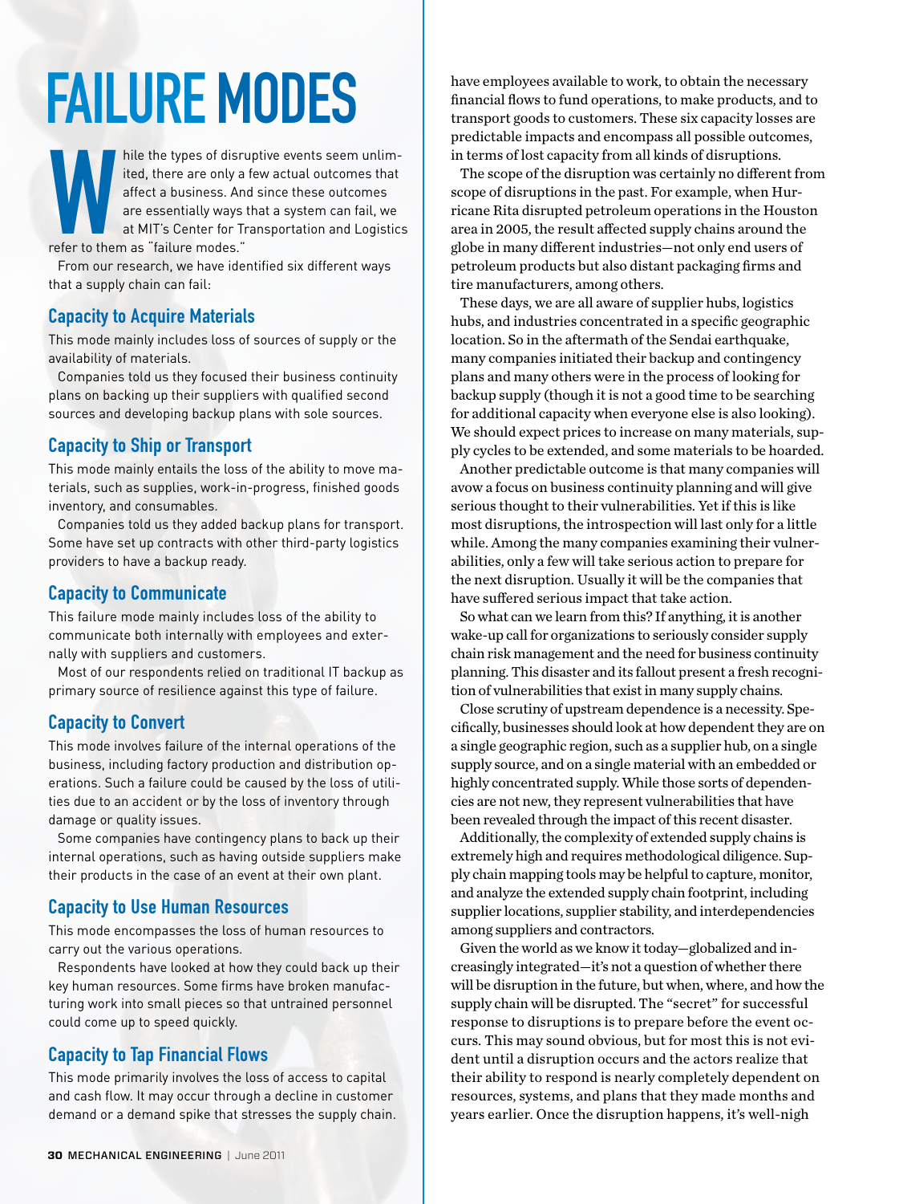# FAILURE MODES

While the types of disruptive events seem unlimited, there are only a few actual outcomes that affect a business. And since these outcomes are essentially ways that a system can fail, we at MIT's Center for Transportation and Logistics refer to them as "failure modes."

From our research, we have identified six different ways that a supply chain can fail:

## Capacity to Acquire Materials

This mode mainly includes loss of sources of supply or the availability of materials.

Companies told us they focused their business continuity plans on backing up their suppliers with qualified second sources and developing backup plans with sole sources.

## Capacity to Ship or Transport

This mode mainly entails the loss of the ability to move materials, such as supplies, work-in-progress, finished goods inventory, and consumables.

Companies told us they added backup plans for transport. Some have set up contracts with other third-party logistics providers to have a backup ready.

## Capacity to Communicate

This failure mode mainly includes loss of the ability to communicate both internally with employees and externally with suppliers and customers.

Most of our respondents relied on traditional IT backup as primary source of resilience against this type of failure.

## Capacity to Convert

This mode involves failure of the internal operations of the business, including factory production and distribution operations. Such a failure could be caused by the loss of utilities due to an accident or by the loss of inventory through damage or quality issues.

Some companies have contingency plans to back up their internal operations, such as having outside suppliers make their products in the case of an event at their own plant.

## Capacity to Use Human Resources

This mode encompasses the loss of human resources to carry out the various operations.

Respondents have looked at how they could back up their key human resources. Some firms have broken manufacturing work into small pieces so that untrained personnel could come up to speed quickly.

## Capacity to Tap Financial Flows

This mode primarily involves the loss of access to capital and cash flow. It may occur through a decline in customer demand or a demand spike that stresses the supply chain.

have employees available to work, to obtain the necessary financial flows to fund operations, to make products, and to transport goods to customers. These six capacity losses are predictable impacts and encompass all possible outcomes, in terms of lost capacity from all kinds of disruptions.

The scope of the disruption was certainly no different from scope of disruptions in the past. For example, when Hurricane Rita disrupted petroleum operations in the Houston area in 2005, the result affected supply chains around the globe in many different industries—not only end users of petroleum products but also distant packaging firms and tire manufacturers, among others.

These days, we are all aware of supplier hubs, logistics hubs, and industries concentrated in a specific geographic location. So in the aftermath of the Sendai earthquake, many companies initiated their backup and contingency plans and many others were in the process of looking for backup supply (though it is not a good time to be searching for additional capacity when everyone else is also looking). We should expect prices to increase on many materials, supply cycles to be extended, and some materials to be hoarded.

Another predictable outcome is that many companies will avow a focus on business continuity planning and will give serious thought to their vulnerabilities. Yet if this is like most disruptions, the introspection will last only for a little while. Among the many companies examining their vulnerabilities, only a few will take serious action to prepare for the next disruption. Usually it will be the companies that have suffered serious impact that take action.

So what can we learn from this? If anything, it is another wake-up call for organizations to seriously consider supply chain risk management and the need for business continuity planning. This disaster and its fallout present a fresh recognition of vulnerabilities that exist in many supply chains.

Close scrutiny of upstream dependence is a necessity. Specifically, businesses should look at how dependent they are on a single geographic region, such as a supplier hub, on a single supply source, and on a single material with an embedded or highly concentrated supply. While those sorts of dependencies are not new, they represent vulnerabilities that have been revealed through the impact of this recent disaster.

Additionally, the complexity of extended supply chains is extremely high and requires methodological diligence. Supply chain mapping tools may be helpful to capture, monitor, and analyze the extended supply chain footprint, including supplier locations, supplier stability, and interdependencies among suppliers and contractors.

Given the world as we know it today—globalized and increasingly integrated—it's not a question of whether there will be disruption in the future, but when, where, and how the supply chain will be disrupted. The "secret" for successful response to disruptions is to prepare before the event occurs. This may sound obvious, but for most this is not evident until a disruption occurs and the actors realize that their ability to respond is nearly completely dependent on resources, systems, and plans that they made months and years earlier. Once the disruption happens, it's well-nigh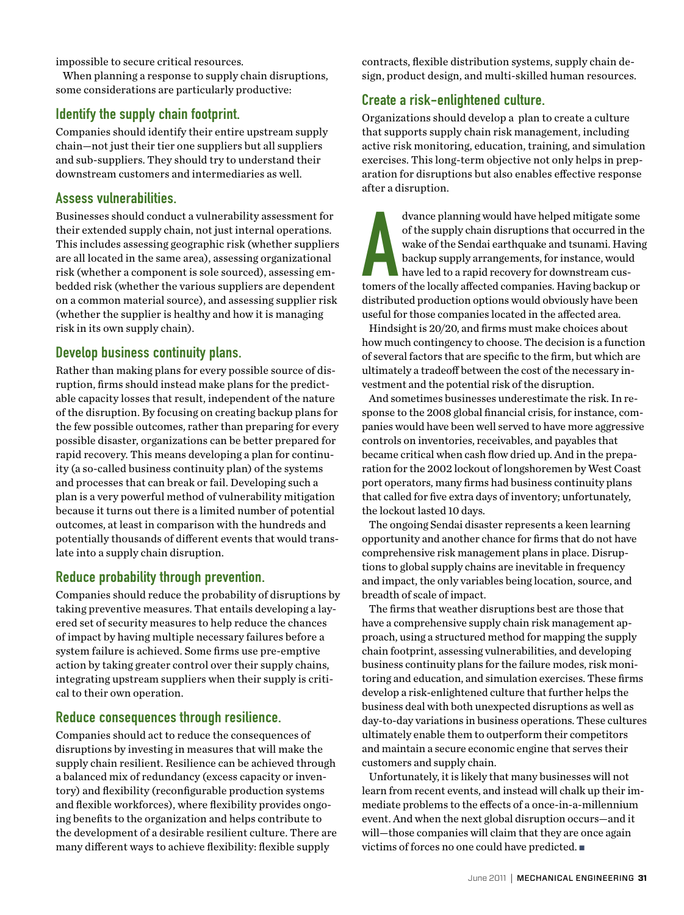impossible to secure critical resources.

When planning a response to supply chain disruptions, some considerations are particularly productive:

### Identify the supply chain footprint.

Companies should identify their entire upstream supply chain—not just their tier one suppliers but all suppliers and sub-suppliers. They should try to understand their downstream customers and intermediaries as well.

### Assess vulnerabilities.

Businesses should conduct a vulnerability assessment for their extended supply chain, not just internal operations. This includes assessing geographic risk (whether suppliers are all located in the same area), assessing organizational risk (whether a component is sole sourced), assessing embedded risk (whether the various suppliers are dependent on a common material source), and assessing supplier risk (whether the supplier is healthy and how it is managing risk in its own supply chain).

### Develop business continuity plans.

Rather than making plans for every possible source of disruption, firms should instead make plans for the predictable capacity losses that result, independent of the nature of the disruption. By focusing on creating backup plans for the few possible outcomes, rather than preparing for every possible disaster, organizations can be better prepared for rapid recovery. This means developing a plan for continuity (a so-called business continuity plan) of the systems and processes that can break or fail. Developing such a plan is a very powerful method of vulnerability mitigation because it turns out there is a limited number of potential outcomes, at least in comparison with the hundreds and potentially thousands of different events that would translate into a supply chain disruption.

### Reduce probability through prevention.

Companies should reduce the probability of disruptions by taking preventive measures. That entails developing a layered set of security measures to help reduce the chances of impact by having multiple necessary failures before a system failure is achieved. Some firms use pre-emptive action by taking greater control over their supply chains, integrating upstream suppliers when their supply is critical to their own operation.

### Reduce consequences through resilience.

Companies should act to reduce the consequences of disruptions by investing in measures that will make the supply chain resilient. Resilience can be achieved through a balanced mix of redundancy (excess capacity or inventory) and flexibility (reconfigurable production systems and flexible workforces), where flexibility provides ongoing benefits to the organization and helps contribute to the development of a desirable resilient culture. There are many different ways to achieve flexibility: flexible supply contracts, flexible distribution systems, supply chain design, product design, and multi-skilled human resources.

### Create a risk-enlightened culture.

Organizations should develop a plan to create a culture that supports supply chain risk management, including active risk monitoring, education, training, and simulation exercises. This long-term objective not only helps in preparation for disruptions but also enables effective response after a disruption.

Advance planning would have helped mitigate some of the supply chain disruptions that occurred in the wake of the Sendai earthquake and tsunami. Having backup supply arrangements, for instance, would have led to a rapid recovery for downstream customers of the locally affected companies. Having backup or distributed production options would obviously have been useful for those companies located in the affected area.

Hindsight is 20/20, and firms must make choices about how much contingency to choose. The decision is a function of several factors that are specific to the firm, but which are ultimately a tradeoff between the cost of the necessary investment and the potential risk of the disruption.

And sometimes businesses underestimate the risk. In response to the 2008 global financial crisis, for instance, companies would have been well served to have more aggressive controls on inventories, receivables, and payables that became critical when cash flow dried up. And in the preparation for the 2002 lockout of longshoremen by West Coast port operators, many firms had business continuity plans that called for five extra days of inventory; unfortunately, the lockout lasted 10 days.

The ongoing Sendai disaster represents a keen learning opportunity and another chance for firms that do not have comprehensive risk management plans in place. Disruptions to global supply chains are inevitable in frequency and impact, the only variables being location, source, and breadth of scale of impact.

The firms that weather disruptions best are those that have a comprehensive supply chain risk management approach, using a structured method for mapping the supply chain footprint, assessing vulnerabilities, and developing business continuity plans for the failure modes, risk monitoring and education, and simulation exercises. These firms develop a risk-enlightened culture that further helps the business deal with both unexpected disruptions as well as day-to-day variations in business operations. These cultures ultimately enable them to outperform their competitors and maintain a secure economic engine that serves their customers and supply chain.

Unfortunately, it is likely that many businesses will not learn from recent events, and instead will chalk up their immediate problems to the effects of a once-in-a-millennium event. And when the next global disruption occurs—and it will—those companies will claim that they are once again victims of forces no one could have predicted. ■